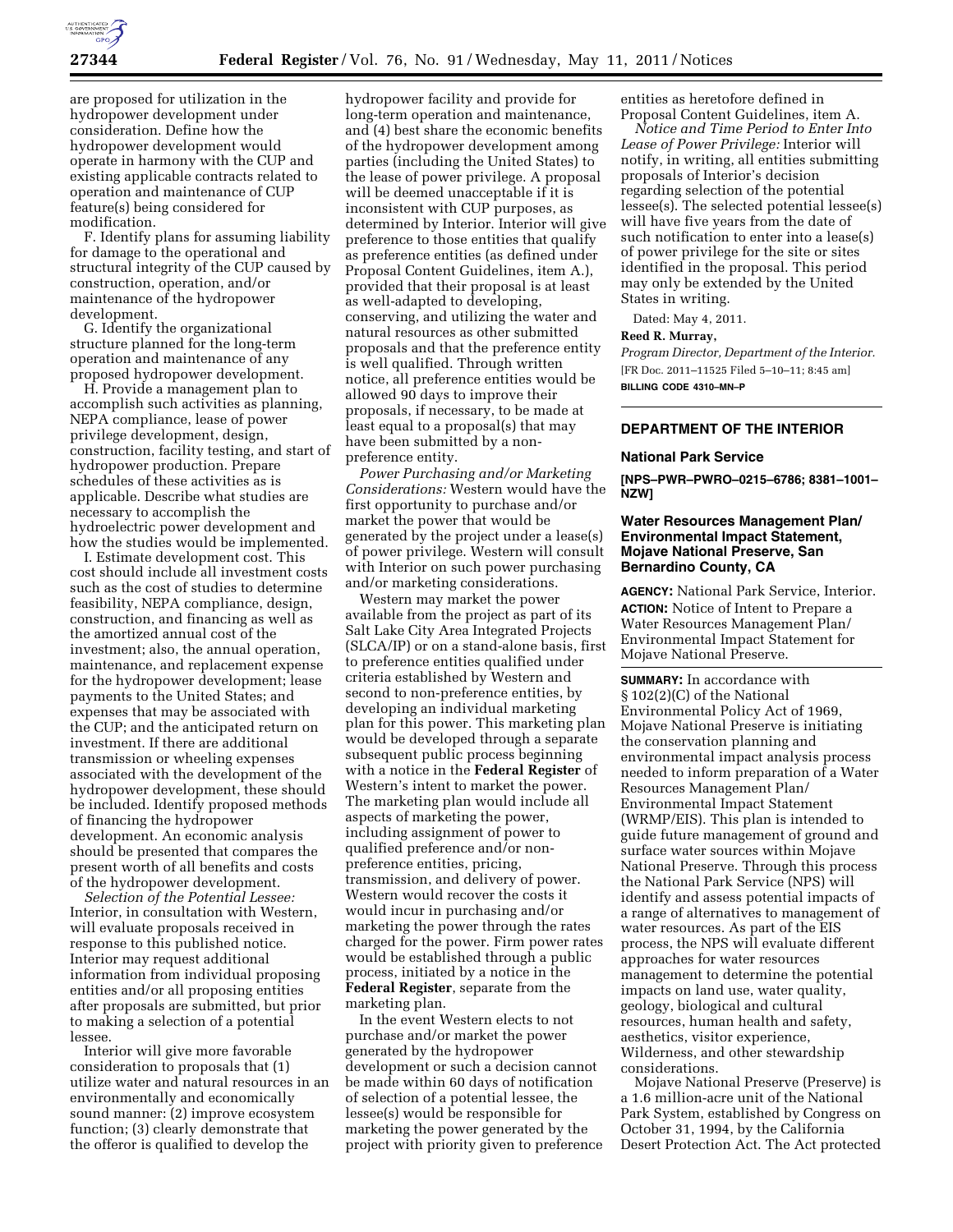are proposed for utilization in the hydropower development under consideration. Define how the hydropower development would operate in harmony with the CUP and existing applicable contracts related to operation and maintenance of CUP feature(s) being considered for modification.

F. Identify plans for assuming liability for damage to the operational and structural integrity of the CUP caused by construction, operation, and/or maintenance of the hydropower development.

G. Identify the organizational structure planned for the long-term operation and maintenance of any proposed hydropower development.

H. Provide a management plan to accomplish such activities as planning, NEPA compliance, lease of power privilege development, design, construction, facility testing, and start of hydropower production. Prepare schedules of these activities as is applicable. Describe what studies are necessary to accomplish the hydroelectric power development and how the studies would be implemented.

I. Estimate development cost. This cost should include all investment costs such as the cost of studies to determine feasibility, NEPA compliance, design, construction, and financing as well as the amortized annual cost of the investment; also, the annual operation, maintenance, and replacement expense for the hydropower development; lease payments to the United States; and expenses that may be associated with the CUP; and the anticipated return on investment. If there are additional transmission or wheeling expenses associated with the development of the hydropower development, these should be included. Identify proposed methods of financing the hydropower development. An economic analysis should be presented that compares the present worth of all benefits and costs of the hydropower development.

*Selection of the Potential Lessee:* Interior, in consultation with Western, will evaluate proposals received in response to this published notice. Interior may request additional information from individual proposing entities and/or all proposing entities after proposals are submitted, but prior to making a selection of a potential lessee.

Interior will give more favorable consideration to proposals that (1) utilize water and natural resources in an environmentally and economically sound manner: (2) improve ecosystem function; (3) clearly demonstrate that the offeror is qualified to develop the hydropower facility and provide for long-term operation and maintenance, and (4) best share the economic benefits of the hydropower development among parties (including the United States) to the lease of power privilege. A proposal will be deemed unacceptable if it is inconsistent with CUP purposes, as determined by Interior. Interior will give preference to those entities that qualify as preference entities (as defined under Proposal Content Guidelines, item A.), provided that their proposal is at least as well-adapted to developing, conserving, and utilizing the water and natural resources as other submitted proposals and that the preference entity is well qualified. Through written notice, all preference entities would be allowed 90 days to improve their proposals, if necessary, to be made at least equal to a proposal(s) that may have been submitted by a non-preference entity.

*Power Purchasing and/or Marketing Considerations:* Western would have the first opportunity to purchase and/or market the power that would be generated by the project under a lease(s) of power privilege. Western will consult with Interior on such power purchasing and/or marketing considerations.

Western may market the power available from the project as part of its Salt Lake City Area Integrated Projects (SLCA/IP) or on a stand-alone basis, first to preference entities qualified under criteria established by Western and second to non-preference entities, by developing an individual marketing plan for this power. This marketing plan would be developed through a separate subsequent public process beginning with a notice in the **Federal Register** of Western's intent to market the power. The marketing plan would include all aspects of marketing the power, including assignment of power to qualified preference and/or non-preference entities, pricing, transmission, and delivery of power. Western would recover the costs it would incur in purchasing and/or marketing the power through the rates charged for the power. Firm power rates would be established through a public process, initiated by a notice in the **Federal Register**, separate from the marketing plan.

In the event Western elects to not purchase and/or market the power generated by the hydropower development or such a decision cannot be made within 60 days of notification of selection of a potential lessee, the lessee(s) would be responsible for marketing the power generated by the project with priority given to preference entities as heretofore defined in Proposal Content Guidelines, item A.

*Notice and Time Period to Enter Into Lease of Power Privilege:* Interior will notify, in writing, all entities submitting proposals of Interior's decision regarding selection of the potential lessee(s). The selected potential lessee(s) will have five years from the date of such notification to enter into a lease(s) of power privilege for the site or sites identified in the proposal. This period may only be extended by the United States in writing.

Dated: May 4, 2011.

**Reed R. Murray,**

*Program Director, Department of the Interior.*

[FR Doc. 2011–11525 Filed 5–10–11; 8:45 am]

**BILLING CODE 4310–MN–P**

---

## DEPARTMENT OF THE INTERIOR

### National Park Service

**[NPS–PWR–PWRO–0215–6786; 8381–1001–NZW]**

### Water Resources Management Plan/ Environmental Impact Statement, Mojave National Preserve, San Bernardino County, CA

**AGENCY:** National Park Service, Interior.

**ACTION:** Notice of Intent to Prepare a Water Resources Management Plan/ Environmental Impact Statement for Mojave National Preserve.

**SUMMARY:** In accordance with § 102(2)(C) of the National Environmental Policy Act of 1969, Mojave National Preserve is initiating the conservation planning and environmental impact analysis process needed to inform preparation of a Water Resources Management Plan/ Environmental Impact Statement (WRMP/EIS). This plan is intended to guide future management of ground and surface water sources within Mojave National Preserve. Through this process the National Park Service (NPS) will identify and assess potential impacts of a range of alternatives to management of water resources. As part of the EIS process, the NPS will evaluate different approaches for water resources management to determine the potential impacts on land use, water quality, geology, biological and cultural resources, human health and safety, aesthetics, visitor experience, Wilderness, and other stewardship considerations.

Mojave National Preserve (Preserve) is a 1.6 million-acre unit of the National Park System, established by Congress on October 31, 1994, by the California Desert Protection Act. The Act protected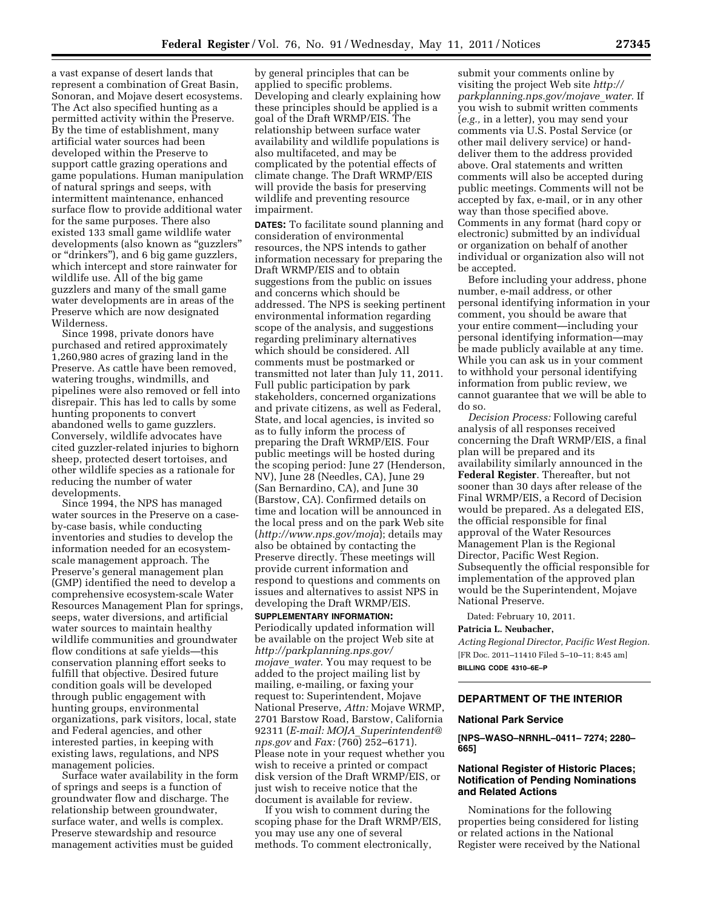a vast expanse of desert lands that represent a combination of Great Basin, Sonoran, and Mojave desert ecosystems. The Act also specified hunting as a permitted activity within the Preserve. By the time of establishment, many artificial water sources had been developed within the Preserve to support cattle grazing operations and game populations. Human manipulation of natural springs and seeps, with intermittent maintenance, enhanced surface flow to provide additional water for the same purposes. There also existed 133 small game wildlife water developments (also known as "guzzlers" or "drinkers"), and 6 big game guzzlers, which intercept and store rainwater for wildlife use. All of the big game guzzlers and many of the small game water developments are in areas of the Preserve which are now designated Wilderness.

Since 1998, private donors have purchased and retired approximately 1,260,980 acres of grazing land in the Preserve. As cattle have been removed, watering troughs, windmills, and pipelines were also removed or fell into disrepair. This has led to calls by some hunting proponents to convert abandoned wells to game guzzlers. Conversely, wildlife advocates have cited guzzler-related injuries to bighorn sheep, protected desert tortoises, and other wildlife species as a rationale for reducing the number of water developments.

Since 1994, the NPS has managed water sources in the Preserve on a case-by-case basis, while conducting inventories and studies to develop the information needed for an ecosystem-scale management approach. The Preserve's general management plan (GMP) identified the need to develop a comprehensive ecosystem-scale Water Resources Management Plan for springs, seeps, water diversions, and artificial water sources to maintain healthy wildlife communities and groundwater flow conditions at safe yields—this conservation planning effort seeks to fulfill that objective. Desired future condition goals will be developed through public engagement with hunting groups, environmental organizations, park visitors, local, state and Federal agencies, and other interested parties, in keeping with existing laws, regulations, and NPS management policies.

Surface water availability in the form of springs and seeps is a function of groundwater flow and discharge. The relationship between groundwater, surface water, and wells is complex. Preserve stewardship and resource management activities must be guided by general principles that can be applied to specific problems. Developing and clearly explaining how these principles should be applied is a goal of the Draft WRMP/EIS. The relationship between surface water availability and wildlife populations is also multifaceted, and may be complicated by the potential effects of climate change. The Draft WRMP/EIS will provide the basis for preserving wildlife and preventing resource impairment.

**DATES:** To facilitate sound planning and consideration of environmental resources, the NPS intends to gather information necessary for preparing the Draft WRMP/EIS and to obtain suggestions from the public on issues and concerns which should be addressed. The NPS is seeking pertinent environmental information regarding scope of the analysis, and suggestions regarding preliminary alternatives which should be considered. All comments must be postmarked or transmitted not later than July 11, 2011. Full public participation by park stakeholders, concerned organizations and private citizens, as well as Federal, State, and local agencies, is invited so as to fully inform the process of preparing the Draft WRMP/EIS. Four public meetings will be hosted during the scoping period: June 27 (Henderson, NV), June 28 (Needles, CA), June 29 (San Bernardino, CA), and June 30 (Barstow, CA). Confirmed details on time and location will be announced in the local press and on the park Web site (*http://www.nps.gov/moja*); details may also be obtained by contacting the Preserve directly. These meetings will provide current information and respond to questions and comments on issues and alternatives to assist NPS in developing the Draft WRMP/EIS.

**SUPPLEMENTARY INFORMATION:** Periodically updated information will be available on the project Web site at *http://parkplanning.nps.gov/mojave_water.* You may request to be added to the project mailing list by mailing, e-mailing, or faxing your request to: Superintendent, Mojave National Preserve, *Attn:* Mojave WRMP, 2701 Barstow Road, Barstow, California 92311 (*E-mail: MOJA_Superintendent@nps.gov* and *Fax:* (760) 252–6171). Please note in your request whether you wish to receive a printed or compact disk version of the Draft WRMP/EIS, or just wish to receive notice that the document is available for review.

If you wish to comment during the scoping phase for the Draft WRMP/EIS, you may use any one of several methods. To comment electronically, submit your comments online by visiting the project Web site *http://parkplanning.nps.gov/mojave_water.* If you wish to submit written comments (*e.g.,* in a letter), you may send your comments via U.S. Postal Service (or other mail delivery service) or hand-deliver them to the address provided above. Oral statements and written comments will also be accepted during public meetings. Comments will not be accepted by fax, e-mail, or in any other way than those specified above. Comments in any format (hard copy or electronic) submitted by an individual or organization on behalf of another individual or organization also will not be accepted.

Before including your address, phone number, e-mail address, or other personal identifying information in your comment, you should be aware that your entire comment—including your personal identifying information—may be made publicly available at any time. While you can ask us in your comment to withhold your personal identifying information from public review, we cannot guarantee that we will be able to do so.

*Decision Process:* Following careful analysis of all responses received concerning the Draft WRMP/EIS, a final plan will be prepared and its availability similarly announced in the **Federal Register**. Thereafter, but not sooner than 30 days after release of the Final WRMP/EIS, a Record of Decision would be prepared. As a delegated EIS, the official responsible for final approval of the Water Resources Management Plan is the Regional Director, Pacific West Region. Subsequently the official responsible for implementation of the approved plan would be the Superintendent, Mojave National Preserve.

Dated: February 10, 2011.

**Patricia L. Neubacher,**

*Acting Regional Director, Pacific West Region.*

[FR Doc. 2011–11410 Filed 5–10–11; 8:45 am]

**BILLING CODE 4310–6E–P**

## DEPARTMENT OF THE INTERIOR

### National Park Service

**[NPS–WASO–NRNHL–0411– 7274; 2280–665]**

### National Register of Historic Places; Notification of Pending Nominations and Related Actions

Nominations for the following properties being considered for listing or related actions in the National Register were received by the National